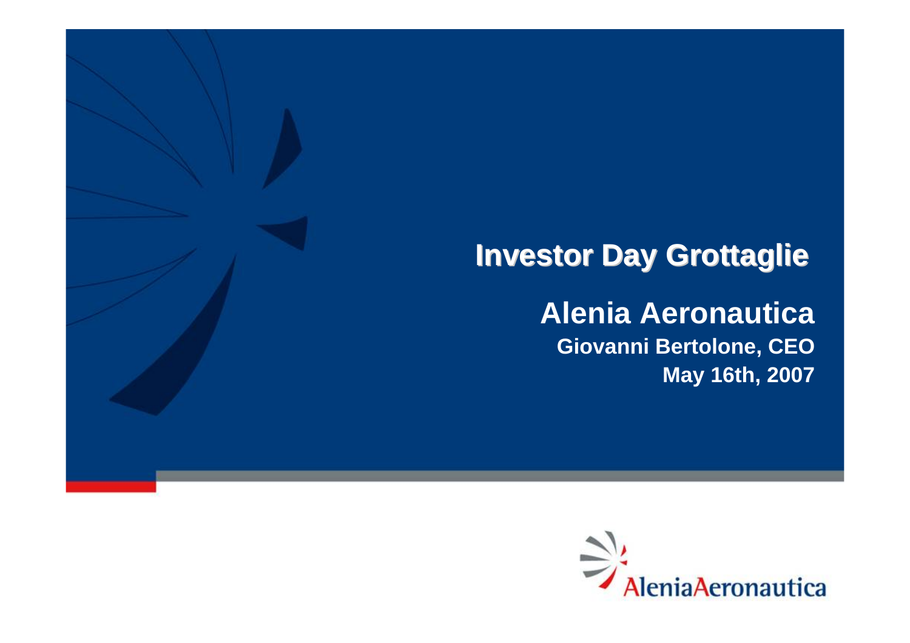# Investor Day Grottaglie

## Alenia Aeronautica

**Giovanni Bertolone, CEO**

**May 16th, 2007**

AleniaAeronautica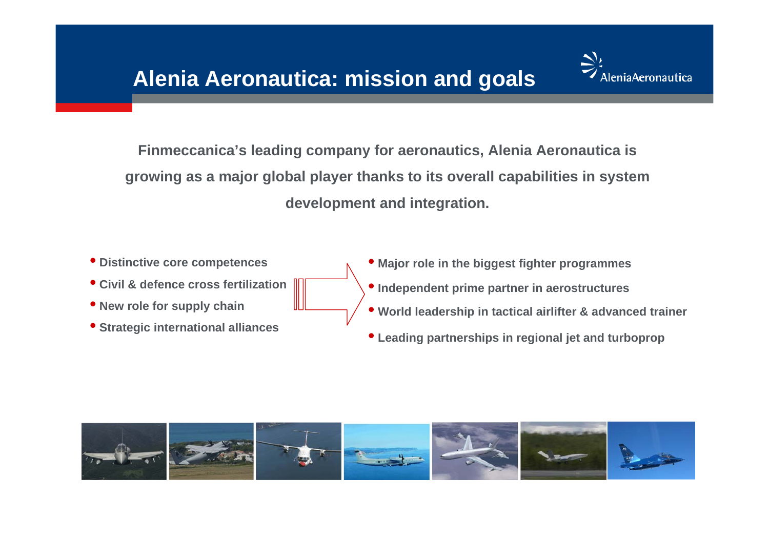# Alenia Aeronautica: mission and goals

**Finmeccanica's leading company for aeronautics, Alenia Aeronautica is growing as a major global player thanks to its overall capabilities in system development and integration.**

- **Distinctive core competences**
- **Civil & defence cross fertilization**
- **New role for supply chain**
- **Strategic international alliances**

- **Major role in the biggest fighter programmes**
- **Independent prime partner in aerostructures**
- **World leadership in tactical airlifter & advanced trainer**
- **Leading partnerships in regional jet and turboprop**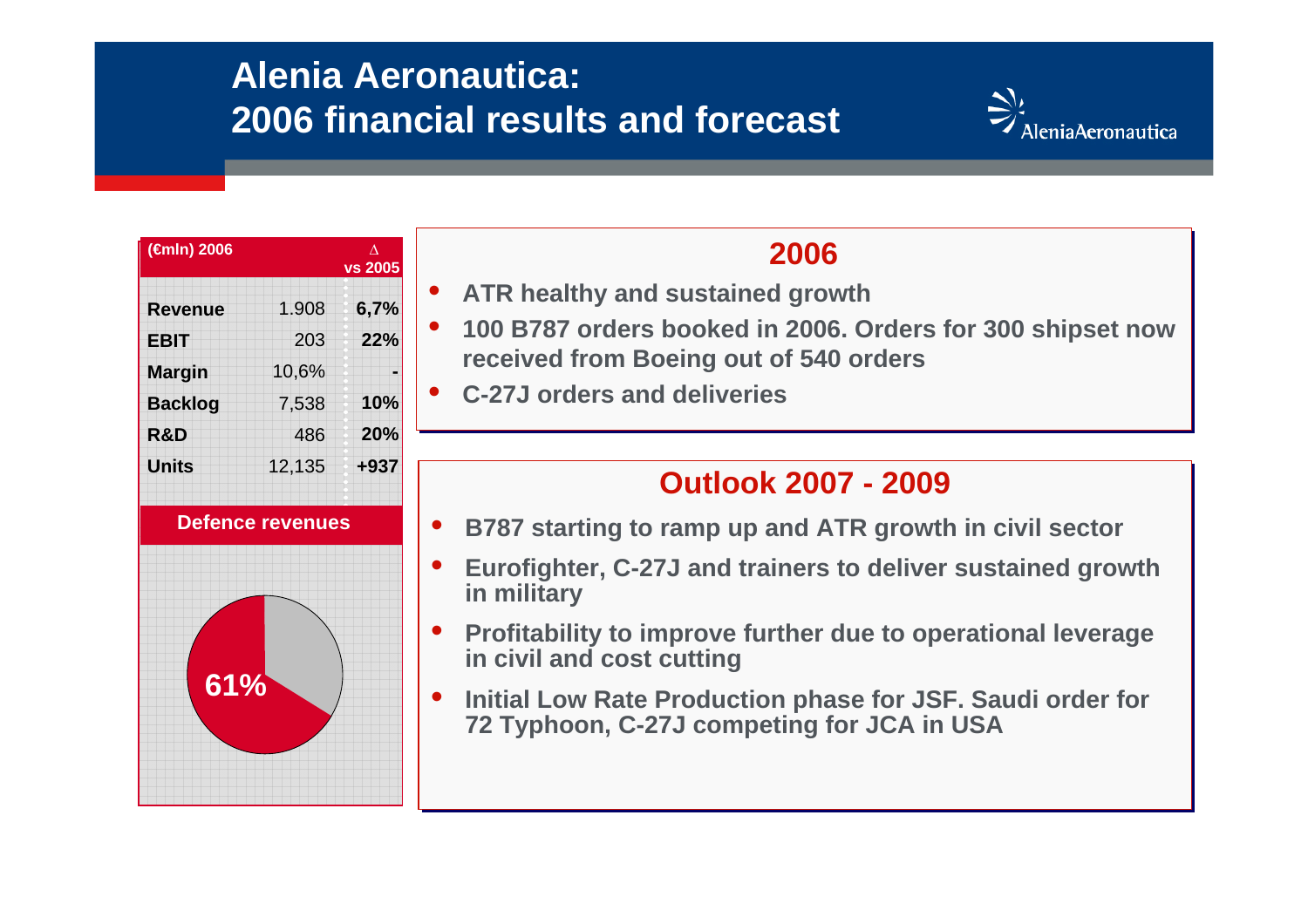# Alenia Aeronautica: 2006 financial results and forecast

| (€mln) 2006 | | Δ vs 2005 |
|---|---|---|
| **Revenue** | 1.908 | **6,7%** |
| **EBIT** | 203 | **22%** |
| **Margin** | 10,6% | **-** |
| **Backlog** | 7,538 | **10%** |
| **R&D** | 486 | **20%** |
| **Units** | 12,135 | **+937** |

**Defence revenues**

61%

## 2006

- **ATR healthy and sustained growth**
- **100 B787 orders booked in 2006. Orders for 300 shipset now received from Boeing out of 540 orders**
- **C-27J orders and deliveries**

## Outlook 2007 - 2009

- **B787 starting to ramp up and ATR growth in civil sector**
- **Eurofighter, C-27J and trainers to deliver sustained growth in military**
- **Profitability to improve further due to operational leverage in civil and cost cutting**
- **Initial Low Rate Production phase for JSF. Saudi order for 72 Typhoon, C-27J competing for JCA in USA**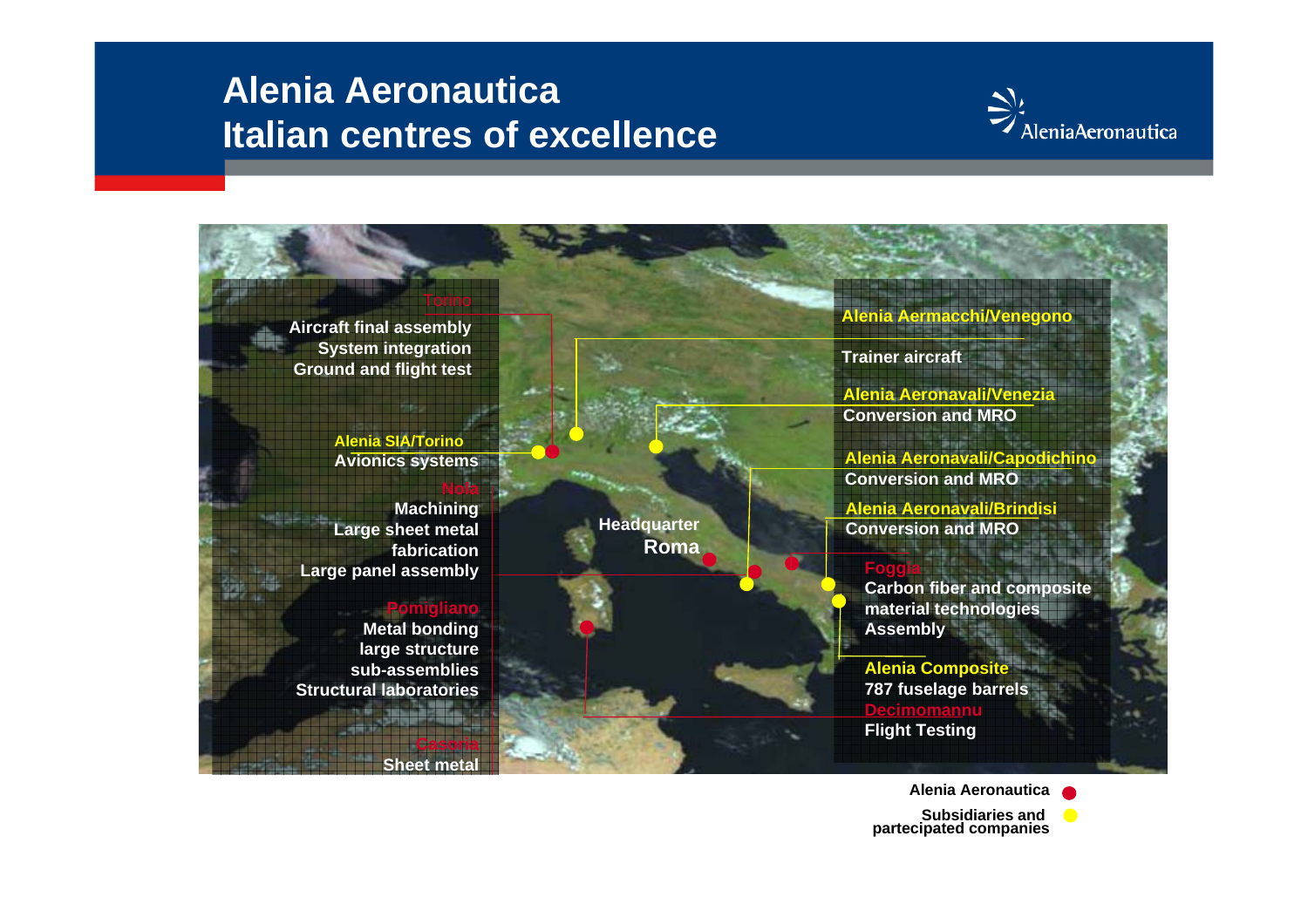# Alenia Aeronautica
# Italian centres of excellence

AleniaAeronautica

**Torino**
Aircraft final assembly
System integration
Ground and flight test

**Alenia SIA/Torino**
Avionics systems

**Nola**
Machining
Large sheet metal fabrication
Large panel assembly

**Pomigliano**
Metal bonding
large structure sub-assemblies
Structural laboratories

**Casoria**
Sheet metal

**Headquarter**
**Roma**

**Alenia Aermacchi/Venegono**
Trainer aircraft

**Alenia Aeronavali/Venezia**
Conversion and MRO

**Alenia Aeronavali/Capodichino**
Conversion and MRO

**Alenia Aeronavali/Brindisi**
Conversion and MRO

**Foggia**
Carbon fiber and composite material technologies
Assembly

**Alenia Composite**
787 fuselage barrels

**Decimomannu**
Flight Testing

Alenia Aeronautica (red)
Subsidiaries and partecipated companies (yellow)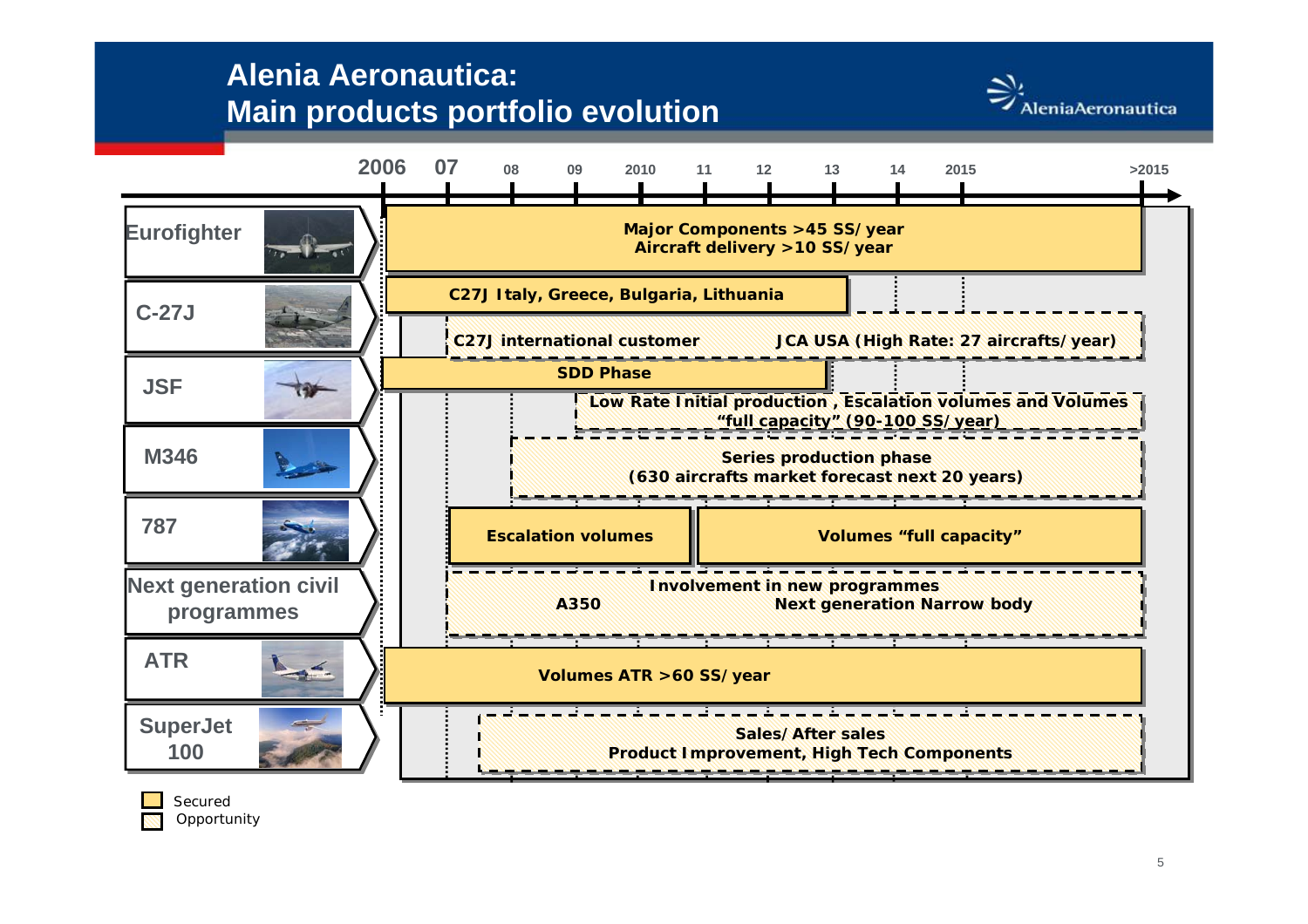# Alenia Aeronautica: Main products portfolio evolution

Timeline: 2006 | 07 | 08 | 09 | 2010 | 11 | 12 | 13 | 14 | 2015 | >2015

| Product | Secured | Opportunity |
|---|---|---|
| Eurofighter | Major Components >45 SS/year; Aircraft delivery >10 SS/year | |
| C-27J | C27J Italy, Greece, Bulgaria, Lithuania | C27J international customer; JCA USA (High Rate: 27 aircrafts/year) |
| JSF | SDD Phase | Low Rate Initial production, Escalation volumes and Volumes "full capacity" (90-100 SS/year) |
| M346 | | Series production phase (630 aircrafts market forecast next 20 years) |
| 787 | Escalation volumes; Volumes "full capacity" | |
| Next generation civil programmes | | Involvement in new programmes: A350; Next generation Narrow body |
| ATR | Volumes ATR >60 SS/year | |
| SuperJet 100 | | Sales/After sales; Product Improvement, High Tech Components |

Legend: Secured / Opportunity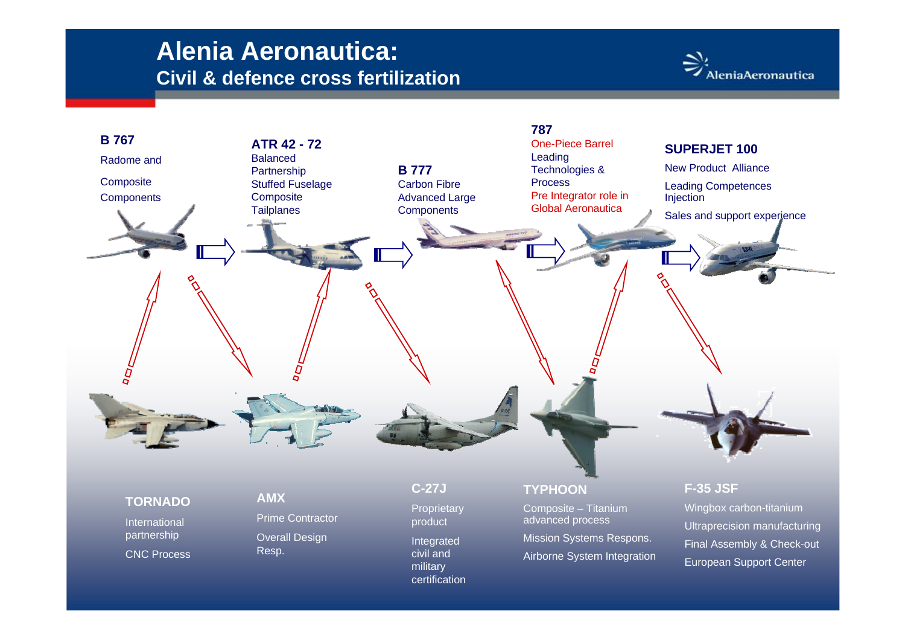# Alenia Aeronautica:

## Civil & defence cross fertilization

### B 767
Radome and

Composite Components

### ATR 42 - 72
Balanced Partnership
Stuffed Fuselage
Composite Tailplanes

### B 777
Carbon Fibre Advanced Large Components

### 787
One-Piece Barrel
Leading Technologies & Process
Pre Integrator role in Global Aeronautica

### SUPERJET 100
New Product Alliance

Leading Competences Injection

Sales and support experience

### TORNADO
International partnership

CNC Process

### AMX
Prime Contractor

Overall Design Resp.

### C-27J
Proprietary product

Integrated civil and military certification

### TYPHOON
Composite – Titanium advanced process

Mission Systems Respons.

Airborne System Integration

### F-35 JSF
Wingbox carbon-titanium

Ultraprecision manufacturing

Final Assembly & Check-out

European Support Center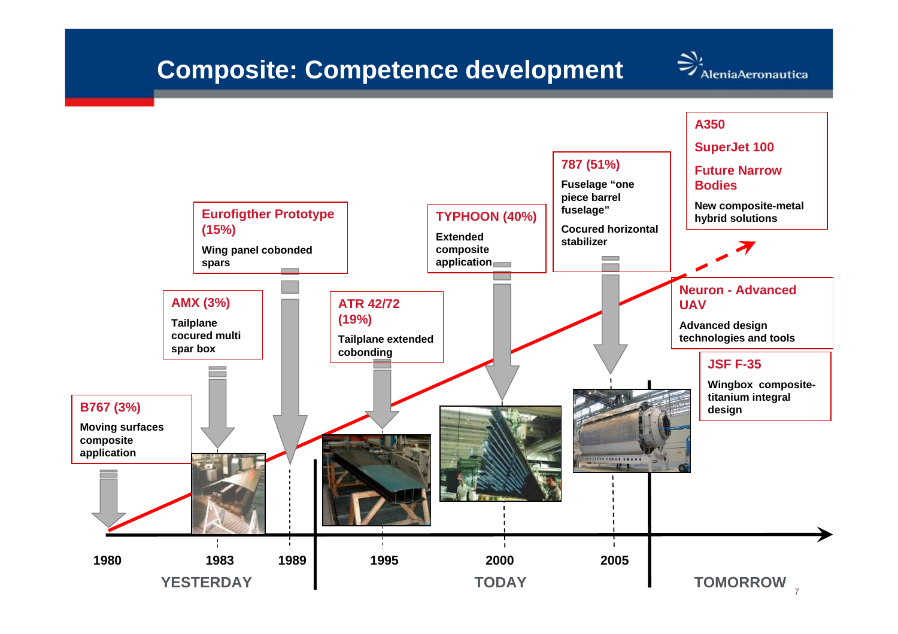# Composite: Competence development

AleniaAeronautica

**B767 (3%)**
Moving surfaces composite application

**AMX (3%)**
Tailplane cocured multi spar box

**Eurofigther Prototype (15%)**
Wing panel cobonded spars

**ATR 42/72 (19%)**
Tailplane extended cobonding

**TYPHOON (40%)**
Extended composite application

**787 (51%)**
Fuselage "one piece barrel fuselage"
Cocured horizontal stabilizer

**A350**
**SuperJet 100**
**Future Narrow Bodies**
New composite-metal hybrid solutions

**Neuron - Advanced UAV**
Advanced design technologies and tools

**JSF F-35**
Wingbox composite-titanium integral design

1980
1983
1989
1995
2000
2005

YESTERDAY
TODAY
TOMORROW